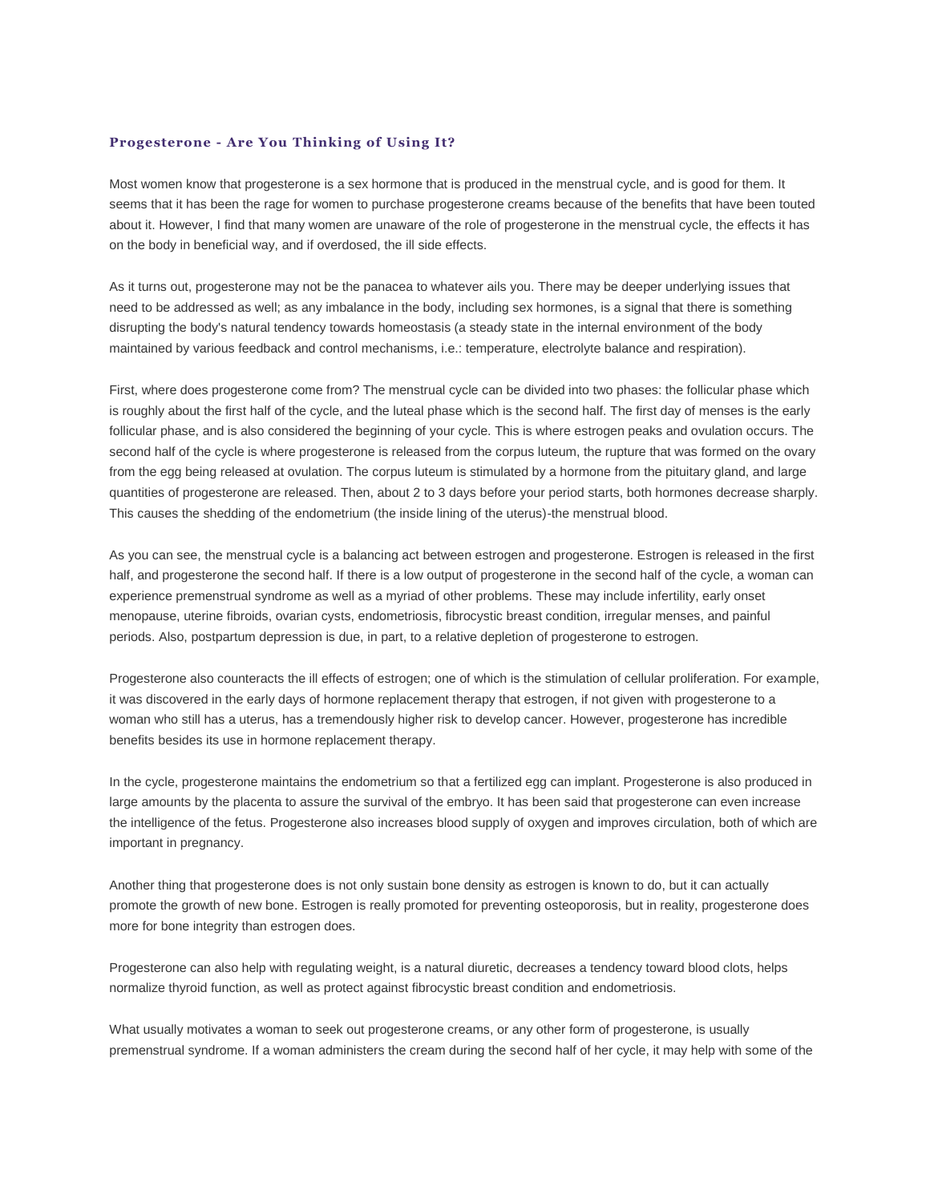### Progesterone - Are You Thinking of Using It?

Most women know that progesterone is a sex hormone that is produced in the menstrual cycle, and is good for them. It seems that it has been the rage for women to purchase progesterone creams because of the benefits that have been touted about it. However, I find that many women are unaware of the role of progesterone in the menstrual cycle, the effects it has on the body in beneficial way, and if overdosed, the ill side effects.

As it turns out, progesterone may not be the panacea to whatever ails you. There may be deeper underlying issues that need to be addressed as well; as any imbalance in the body, including sex hormones, is a signal that there is something disrupting the body's natural tendency towards homeostasis (a steady state in the internal environment of the body maintained by various feedback and control mechanisms, i.e.: temperature, electrolyte balance and respiration).

First, where does progesterone come from? The menstrual cycle can be divided into two phases: the follicular phase which is roughly about the first half of the cycle, and the luteal phase which is the second half. The first day of menses is the early follicular phase, and is also considered the beginning of your cycle. This is where estrogen peaks and ovulation occurs. The second half of the cycle is where progesterone is released from the corpus luteum, the rupture that was formed on the ovary from the egg being released at ovulation. The corpus luteum is stimulated by a hormone from the pituitary gland, and large quantities of progesterone are released. Then, about 2 to 3 days before your period starts, both hormones decrease sharply. This causes the shedding of the endometrium (the inside lining of the uterus)-the menstrual blood.

As you can see, the menstrual cycle is a balancing act between estrogen and progesterone. Estrogen is released in the first half, and progesterone the second half. If there is a low output of progesterone in the second half of the cycle, a woman can experience premenstrual syndrome as well as a myriad of other problems. These may include infertility, early onset menopause, uterine fibroids, ovarian cysts, endometriosis, fibrocystic breast condition, irregular menses, and painful periods. Also, postpartum depression is due, in part, to a relative depletion of progesterone to estrogen.

Progesterone also counteracts the ill effects of estrogen; one of which is the stimulation of cellular proliferation. For example, it was discovered in the early days of hormone replacement therapy that estrogen, if not given with progesterone to a woman who still has a uterus, has a tremendously higher risk to develop cancer. However, progesterone has incredible benefits besides its use in hormone replacement therapy.

In the cycle, progesterone maintains the endometrium so that a fertilized egg can implant. Progesterone is also produced in large amounts by the placenta to assure the survival of the embryo. It has been said that progesterone can even increase the intelligence of the fetus. Progesterone also increases blood supply of oxygen and improves circulation, both of which are important in pregnancy.

Another thing that progesterone does is not only sustain bone density as estrogen is known to do, but it can actually promote the growth of new bone. Estrogen is really promoted for preventing osteoporosis, but in reality, progesterone does more for bone integrity than estrogen does.

Progesterone can also help with regulating weight, is a natural diuretic, decreases a tendency toward blood clots, helps normalize thyroid function, as well as protect against fibrocystic breast condition and endometriosis.

What usually motivates a woman to seek out progesterone creams, or any other form of progesterone, is usually premenstrual syndrome. If a woman administers the cream during the second half of her cycle, it may help with some of the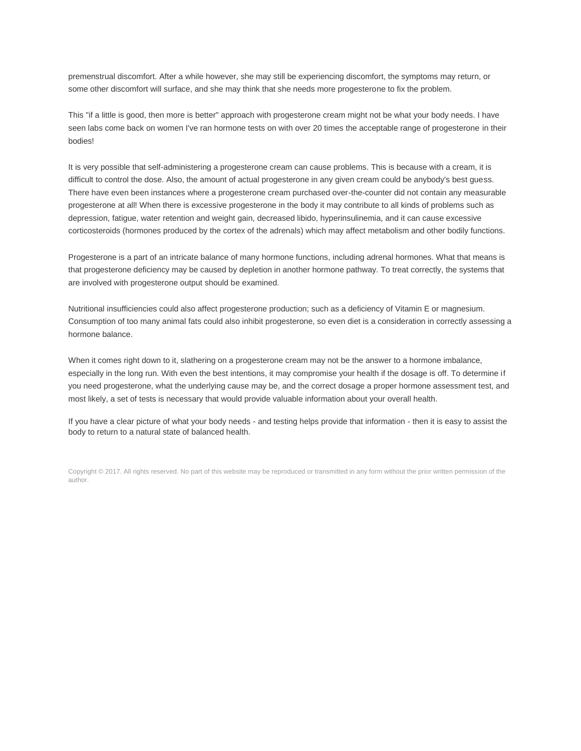premenstrual discomfort. After a while however, she may still be experiencing discomfort, the symptoms may return, or some other discomfort will surface, and she may think that she needs more progesterone to fix the problem.

This "if a little is good, then more is better" approach with progesterone cream might not be what your body needs. I have seen labs come back on women I've ran hormone tests on with over 20 times the acceptable range of progesterone in their bodies!

It is very possible that self-administering a progesterone cream can cause problems. This is because with a cream, it is difficult to control the dose. Also, the amount of actual progesterone in any given cream could be anybody's best guess. There have even been instances where a progesterone cream purchased over-the-counter did not contain any measurable progesterone at all! When there is excessive progesterone in the body it may contribute to all kinds of problems such as depression, fatigue, water retention and weight gain, decreased libido, hyperinsulinemia, and it can cause excessive corticosteroids (hormones produced by the cortex of the adrenals) which may affect metabolism and other bodily functions.

Progesterone is a part of an intricate balance of many hormone functions, including adrenal hormones. What that means is that progesterone deficiency may be caused by depletion in another hormone pathway. To treat correctly, the systems that are involved with progesterone output should be examined.

Nutritional insufficiencies could also affect progesterone production; such as a deficiency of Vitamin E or magnesium. Consumption of too many animal fats could also inhibit progesterone, so even diet is a consideration in correctly assessing a hormone balance.

When it comes right down to it, slathering on a progesterone cream may not be the answer to a hormone imbalance, especially in the long run. With even the best intentions, it may compromise your health if the dosage is off. To determine if you need progesterone, what the underlying cause may be, and the correct dosage a proper hormone assessment test, and most likely, a set of tests is necessary that would provide valuable information about your overall health.

If you have a clear picture of what your body needs - and testing helps provide that information - then it is easy to assist the body to return to a natural state of balanced health.

Copyright © 2017. All rights reserved. No part of this website may be reproduced or transmitted in any form without the prior written permission of the author.